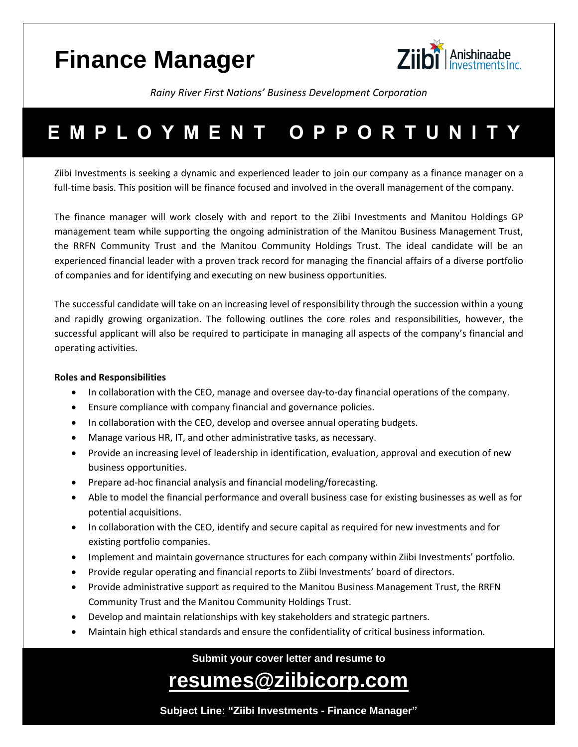# Finance Manager

Ziibi Anishinaabe Investments Inc.

*Rainy River First Nations' Business Development Corporation*

## E M P L O Y M E N T   O P P O R T U N I T Y

Ziibi Investments is seeking a dynamic and experienced leader to join our company as a finance manager on a full-time basis. This position will be finance focused and involved in the overall management of the company.

The finance manager will work closely with and report to the Ziibi Investments and Manitou Holdings GP management team while supporting the ongoing administration of the Manitou Business Management Trust, the RRFN Community Trust and the Manitou Community Holdings Trust. The ideal candidate will be an experienced financial leader with a proven track record for managing the financial affairs of a diverse portfolio of companies and for identifying and executing on new business opportunities.

The successful candidate will take on an increasing level of responsibility through the succession within a young and rapidly growing organization. The following outlines the core roles and responsibilities, however, the successful applicant will also be required to participate in managing all aspects of the company's financial and operating activities.

**Roles and Responsibilities**

- In collaboration with the CEO, manage and oversee day-to-day financial operations of the company.
- Ensure compliance with company financial and governance policies.
- In collaboration with the CEO, develop and oversee annual operating budgets.
- Manage various HR, IT, and other administrative tasks, as necessary.
- Provide an increasing level of leadership in identification, evaluation, approval and execution of new business opportunities.
- Prepare ad-hoc financial analysis and financial modeling/forecasting.
- Able to model the financial performance and overall business case for existing businesses as well as for potential acquisitions.
- In collaboration with the CEO, identify and secure capital as required for new investments and for existing portfolio companies.
- Implement and maintain governance structures for each company within Ziibi Investments' portfolio.
- Provide regular operating and financial reports to Ziibi Investments' board of directors.
- Provide administrative support as required to the Manitou Business Management Trust, the RRFN Community Trust and the Manitou Community Holdings Trust.
- Develop and maintain relationships with key stakeholders and strategic partners.
- Maintain high ethical standards and ensure the confidentiality of critical business information.

**Submit your cover letter and resume to**

## resumes@ziibicorp.com

**Subject Line: "Ziibi Investments - Finance Manager"**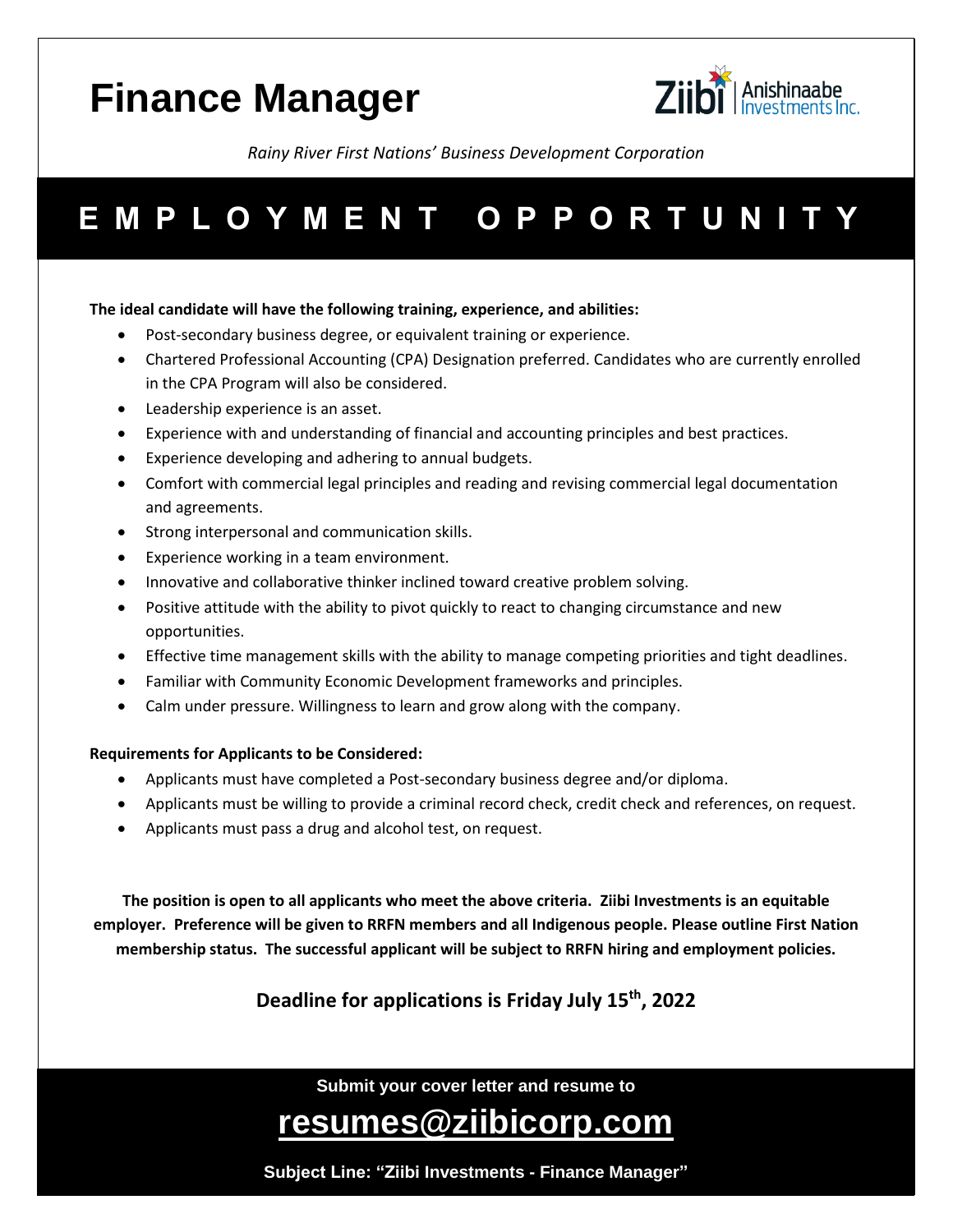# Finance Manager

Ziibi Anishinaabe Investments Inc.

*Rainy River First Nations' Business Development Corporation*

## EMPLOYMENT OPPORTUNITY

**The ideal candidate will have the following training, experience, and abilities:**

- Post-secondary business degree, or equivalent training or experience.
- Chartered Professional Accounting (CPA) Designation preferred. Candidates who are currently enrolled in the CPA Program will also be considered.
- Leadership experience is an asset.
- Experience with and understanding of financial and accounting principles and best practices.
- Experience developing and adhering to annual budgets.
- Comfort with commercial legal principles and reading and revising commercial legal documentation and agreements.
- Strong interpersonal and communication skills.
- Experience working in a team environment.
- Innovative and collaborative thinker inclined toward creative problem solving.
- Positive attitude with the ability to pivot quickly to react to changing circumstance and new opportunities.
- Effective time management skills with the ability to manage competing priorities and tight deadlines.
- Familiar with Community Economic Development frameworks and principles.
- Calm under pressure. Willingness to learn and grow along with the company.

**Requirements for Applicants to be Considered:**

- Applicants must have completed a Post-secondary business degree and/or diploma.
- Applicants must be willing to provide a criminal record check, credit check and references, on request.
- Applicants must pass a drug and alcohol test, on request.

**The position is open to all applicants who meet the above criteria. Ziibi Investments is an equitable employer. Preference will be given to RRFN members and all Indigenous people. Please outline First Nation membership status. The successful applicant will be subject to RRFN hiring and employment policies.**

**Deadline for applications is Friday July 15th, 2022**

**Submit your cover letter and resume to**

**resumes@ziibicorp.com**

**Subject Line: "Ziibi Investments - Finance Manager"**